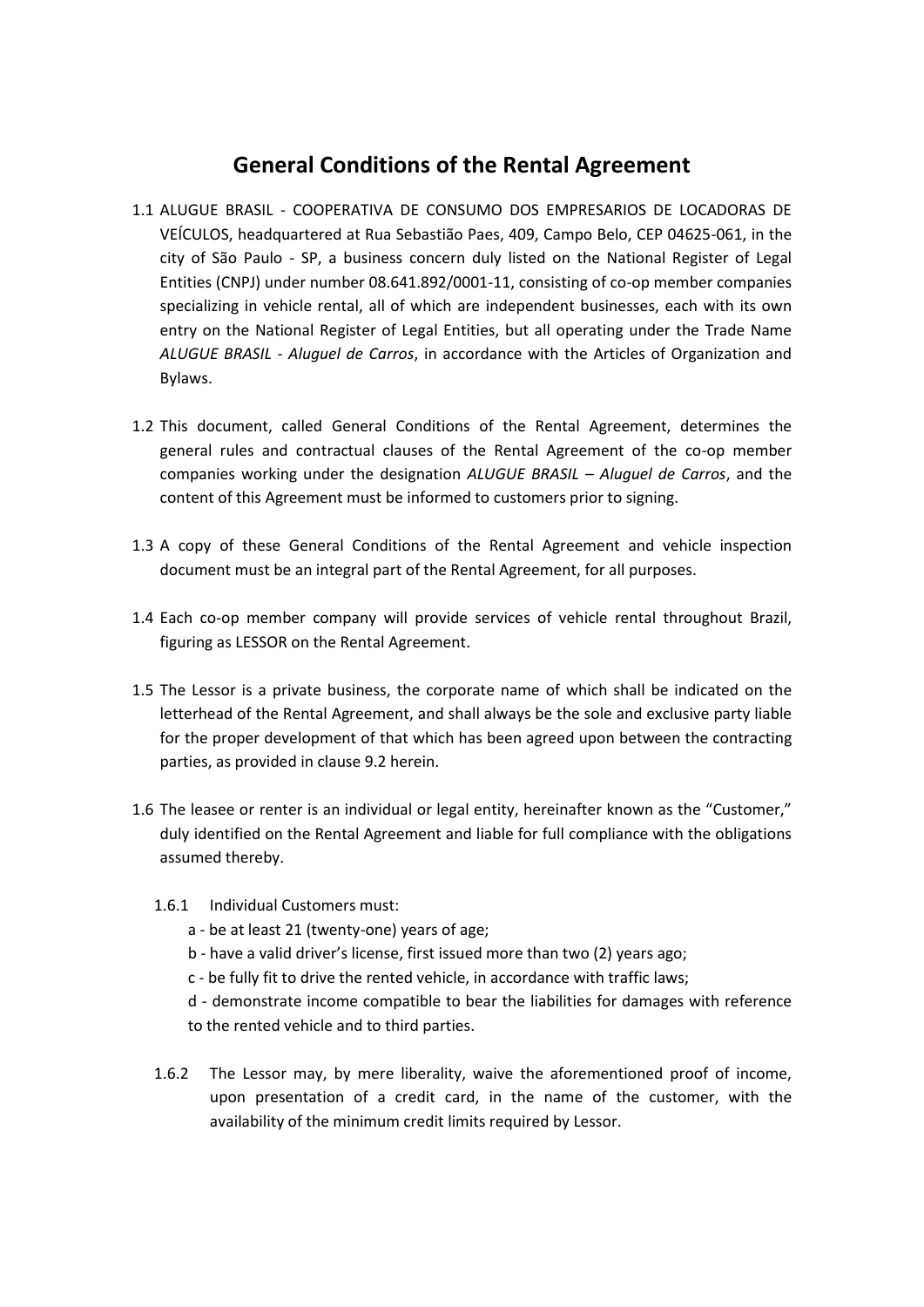# General Conditions of the Rental Agreement

1.1 ALUGUE BRASIL - COOPERATIVA DE CONSUMO DOS EMPRESARIOS DE LOCADORAS DE VEÍCULOS, headquartered at Rua Sebastião Paes, 409, Campo Belo, CEP 04625-061, in the city of São Paulo - SP, a business concern duly listed on the National Register of Legal Entities (CNPJ) under number 08.641.892/0001-11, consisting of co-op member companies specializing in vehicle rental, all of which are independent businesses, each with its own entry on the National Register of Legal Entities, but all operating under the Trade Name *ALUGUE BRASIL - Aluguel de Carros*, in accordance with the Articles of Organization and Bylaws.

1.2 This document, called General Conditions of the Rental Agreement, determines the general rules and contractual clauses of the Rental Agreement of the co-op member companies working under the designation *ALUGUE BRASIL – Aluguel de Carros*, and the content of this Agreement must be informed to customers prior to signing.

1.3 A copy of these General Conditions of the Rental Agreement and vehicle inspection document must be an integral part of the Rental Agreement, for all purposes.

1.4 Each co-op member company will provide services of vehicle rental throughout Brazil, figuring as LESSOR on the Rental Agreement.

1.5 The Lessor is a private business, the corporate name of which shall be indicated on the letterhead of the Rental Agreement, and shall always be the sole and exclusive party liable for the proper development of that which has been agreed upon between the contracting parties, as provided in clause 9.2 herein.

1.6 The leasee or renter is an individual or legal entity, hereinafter known as the "Customer," duly identified on the Rental Agreement and liable for full compliance with the obligations assumed thereby.

1.6.1 Individual Customers must:

a - be at least 21 (twenty-one) years of age;

b - have a valid driver's license, first issued more than two (2) years ago;

c - be fully fit to drive the rented vehicle, in accordance with traffic laws;

d - demonstrate income compatible to bear the liabilities for damages with reference to the rented vehicle and to third parties.

1.6.2 The Lessor may, by mere liberality, waive the aforementioned proof of income, upon presentation of a credit card, in the name of the customer, with the availability of the minimum credit limits required by Lessor.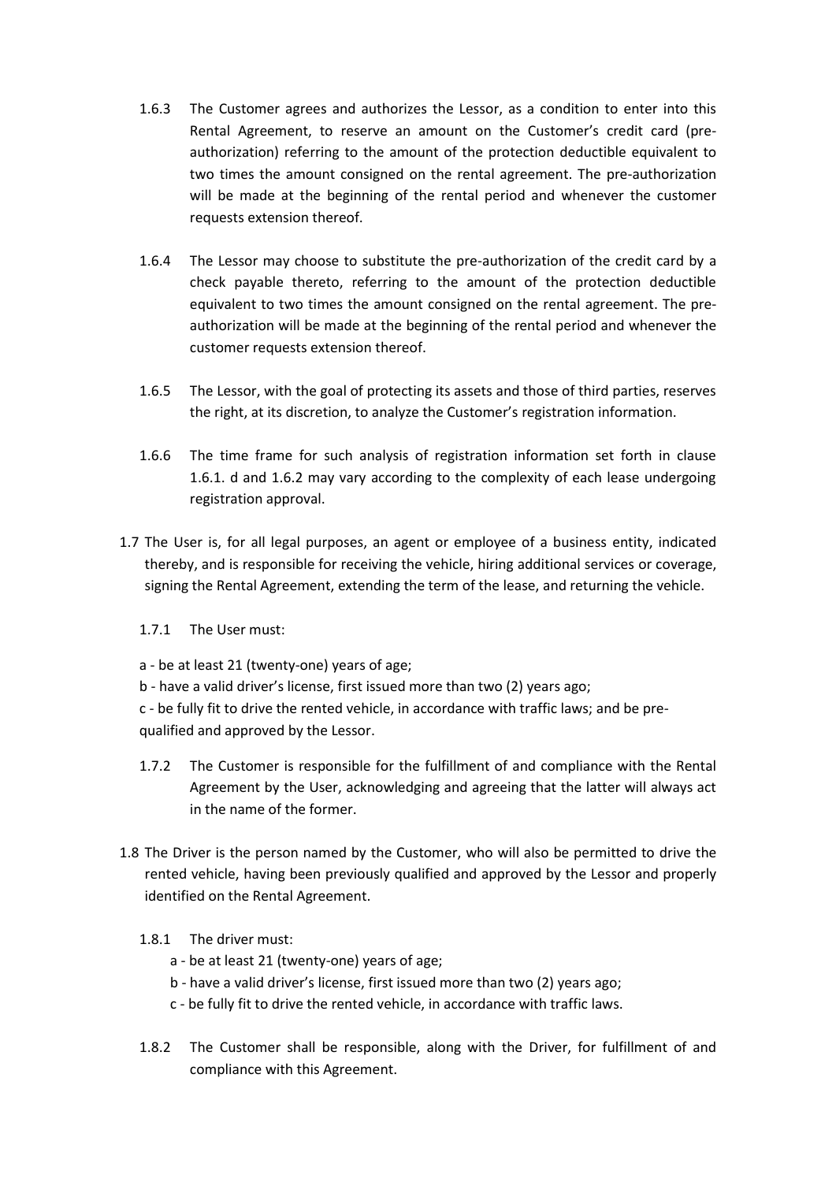1.6.3 The Customer agrees and authorizes the Lessor, as a condition to enter into this Rental Agreement, to reserve an amount on the Customer's credit card (pre-authorization) referring to the amount of the protection deductible equivalent to two times the amount consigned on the rental agreement. The pre-authorization will be made at the beginning of the rental period and whenever the customer requests extension thereof.

1.6.4 The Lessor may choose to substitute the pre-authorization of the credit card by a check payable thereto, referring to the amount of the protection deductible equivalent to two times the amount consigned on the rental agreement. The pre-authorization will be made at the beginning of the rental period and whenever the customer requests extension thereof.

1.6.5 The Lessor, with the goal of protecting its assets and those of third parties, reserves the right, at its discretion, to analyze the Customer's registration information.

1.6.6 The time frame for such analysis of registration information set forth in clause 1.6.1. d and 1.6.2 may vary according to the complexity of each lease undergoing registration approval.

1.7 The User is, for all legal purposes, an agent or employee of a business entity, indicated thereby, and is responsible for receiving the vehicle, hiring additional services or coverage, signing the Rental Agreement, extending the term of the lease, and returning the vehicle.

1.7.1 The User must:

a - be at least 21 (twenty-one) years of age;

b - have a valid driver's license, first issued more than two (2) years ago;

c - be fully fit to drive the rented vehicle, in accordance with traffic laws; and be pre-qualified and approved by the Lessor.

1.7.2 The Customer is responsible for the fulfillment of and compliance with the Rental Agreement by the User, acknowledging and agreeing that the latter will always act in the name of the former.

1.8 The Driver is the person named by the Customer, who will also be permitted to drive the rented vehicle, having been previously qualified and approved by the Lessor and properly identified on the Rental Agreement.

1.8.1 The driver must:

a - be at least 21 (twenty-one) years of age;

b - have a valid driver's license, first issued more than two (2) years ago;

c - be fully fit to drive the rented vehicle, in accordance with traffic laws.

1.8.2 The Customer shall be responsible, along with the Driver, for fulfillment of and compliance with this Agreement.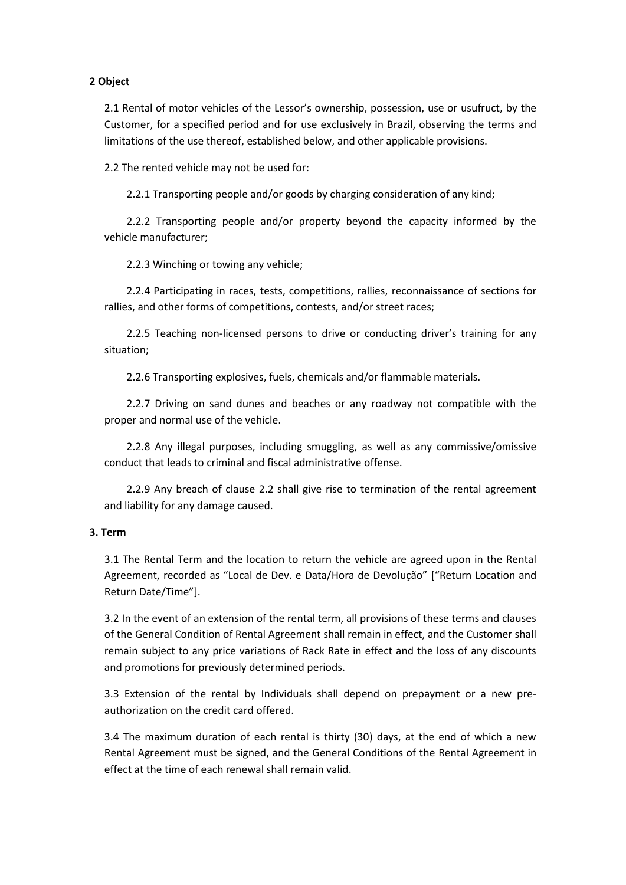**2 Object**

2.1 Rental of motor vehicles of the Lessor's ownership, possession, use or usufruct, by the Customer, for a specified period and for use exclusively in Brazil, observing the terms and limitations of the use thereof, established below, and other applicable provisions.

2.2 The rented vehicle may not be used for:

2.2.1 Transporting people and/or goods by charging consideration of any kind;

2.2.2 Transporting people and/or property beyond the capacity informed by the vehicle manufacturer;

2.2.3 Winching or towing any vehicle;

2.2.4 Participating in races, tests, competitions, rallies, reconnaissance of sections for rallies, and other forms of competitions, contests, and/or street races;

2.2.5 Teaching non-licensed persons to drive or conducting driver's training for any situation;

2.2.6 Transporting explosives, fuels, chemicals and/or flammable materials.

2.2.7 Driving on sand dunes and beaches or any roadway not compatible with the proper and normal use of the vehicle.

2.2.8 Any illegal purposes, including smuggling, as well as any commissive/omissive conduct that leads to criminal and fiscal administrative offense.

2.2.9 Any breach of clause 2.2 shall give rise to termination of the rental agreement and liability for any damage caused.

**3. Term**

3.1 The Rental Term and the location to return the vehicle are agreed upon in the Rental Agreement, recorded as "Local de Dev. e Data/Hora de Devolução" ["Return Location and Return Date/Time"].

3.2 In the event of an extension of the rental term, all provisions of these terms and clauses of the General Condition of Rental Agreement shall remain in effect, and the Customer shall remain subject to any price variations of Rack Rate in effect and the loss of any discounts and promotions for previously determined periods.

3.3 Extension of the rental by Individuals shall depend on prepayment or a new pre-authorization on the credit card offered.

3.4 The maximum duration of each rental is thirty (30) days, at the end of which a new Rental Agreement must be signed, and the General Conditions of the Rental Agreement in effect at the time of each renewal shall remain valid.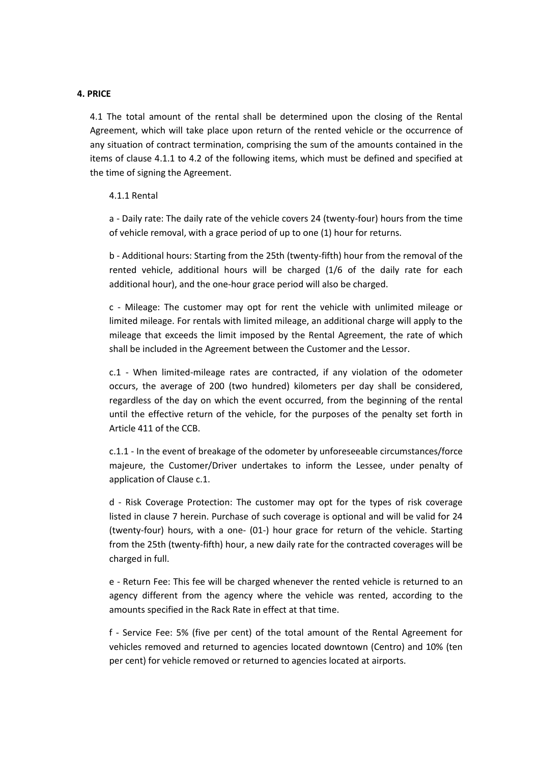**4. PRICE**

4.1 The total amount of the rental shall be determined upon the closing of the Rental Agreement, which will take place upon return of the rented vehicle or the occurrence of any situation of contract termination, comprising the sum of the amounts contained in the items of clause 4.1.1 to 4.2 of the following items, which must be defined and specified at the time of signing the Agreement.

4.1.1 Rental

a - Daily rate: The daily rate of the vehicle covers 24 (twenty-four) hours from the time of vehicle removal, with a grace period of up to one (1) hour for returns.

b - Additional hours: Starting from the 25th (twenty-fifth) hour from the removal of the rented vehicle, additional hours will be charged (1/6 of the daily rate for each additional hour), and the one-hour grace period will also be charged.

c - Mileage: The customer may opt for rent the vehicle with unlimited mileage or limited mileage. For rentals with limited mileage, an additional charge will apply to the mileage that exceeds the limit imposed by the Rental Agreement, the rate of which shall be included in the Agreement between the Customer and The Lessor.

c.1 - When limited-mileage rates are contracted, if any violation of the odometer occurs, the average of 200 (two hundred) kilometers per day shall be considered, regardless of the day on which the event occurred, from the beginning of the rental until the effective return of the vehicle, for the purposes of the penalty set forth in Article 411 of the CCB.

c.1.1 - In the event of breakage of the odometer by unforeseeable circumstances/force majeure, the Customer/Driver undertakes to inform the Lessee, under penalty of application of Clause c.1.

d - Risk Coverage Protection: The customer may opt for the types of risk coverage listed in clause 7 herein. Purchase of such coverage is optional and will be valid for 24 (twenty-four) hours, with a one- (01-) hour grace for return of the vehicle. Starting from the 25th (twenty-fifth) hour, a new daily rate for the contracted coverages will be charged in full.

e - Return Fee: This fee will be charged whenever the rented vehicle is returned to an agency different from the agency where the vehicle was rented, according to the amounts specified in the Rack Rate in effect at that time.

f - Service Fee: 5% (five per cent) of the total amount of the Rental Agreement for vehicles removed and returned to agencies located downtown (Centro) and 10% (ten per cent) for vehicle removed or returned to agencies located at airports.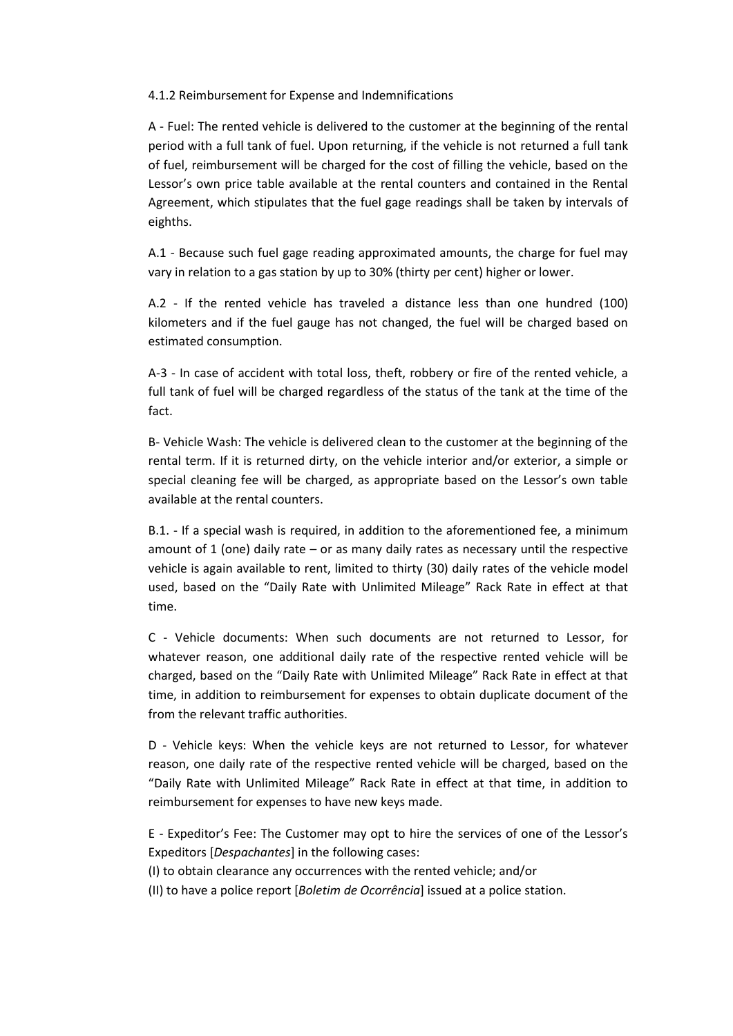4.1.2 Reimbursement for Expense and Indemnifications

A - Fuel: The rented vehicle is delivered to the customer at the beginning of the rental period with a full tank of fuel. Upon returning, if the vehicle is not returned a full tank of fuel, reimbursement will be charged for the cost of filling the vehicle, based on the Lessor's own price table available at the rental counters and contained in the Rental Agreement, which stipulates that the fuel gage readings shall be taken by intervals of eighths.

A.1 - Because such fuel gage reading approximated amounts, the charge for fuel may vary in relation to a gas station by up to 30% (thirty per cent) higher or lower.

A.2 - If the rented vehicle has traveled a distance less than one hundred (100) kilometers and if the fuel gauge has not changed, the fuel will be charged based on estimated consumption.

A-3 - In case of accident with total loss, theft, robbery or fire of the rented vehicle, a full tank of fuel will be charged regardless of the status of the tank at the time of the fact.

B- Vehicle Wash: The vehicle is delivered clean to the customer at the beginning of the rental term. If it is returned dirty, on the vehicle interior and/or exterior, a simple or special cleaning fee will be charged, as appropriate based on the Lessor's own table available at the rental counters.

B.1. - If a special wash is required, in addition to the aforementioned fee, a minimum amount of 1 (one) daily rate – or as many daily rates as necessary until the respective vehicle is again available to rent, limited to thirty (30) daily rates of the vehicle model used, based on the "Daily Rate with Unlimited Mileage" Rack Rate in effect at that time.

C - Vehicle documents: When such documents are not returned to Lessor, for whatever reason, one additional daily rate of the respective rented vehicle will be charged, based on the "Daily Rate with Unlimited Mileage" Rack Rate in effect at that time, in addition to reimbursement for expenses to obtain duplicate document of the from the relevant traffic authorities.

D - Vehicle keys: When the vehicle keys are not returned to Lessor, for whatever reason, one daily rate of the respective rented vehicle will be charged, based on the "Daily Rate with Unlimited Mileage" Rack Rate in effect at that time, in addition to reimbursement for expenses to have new keys made.

E - Expeditor's Fee: The Customer may opt to hire the services of one of the Lessor's Expeditors [*Despachantes*] in the following cases:

(I) to obtain clearance any occurrences with the rented vehicle; and/or

(II) to have a police report [*Boletim de Ocorrência*] issued at a police station.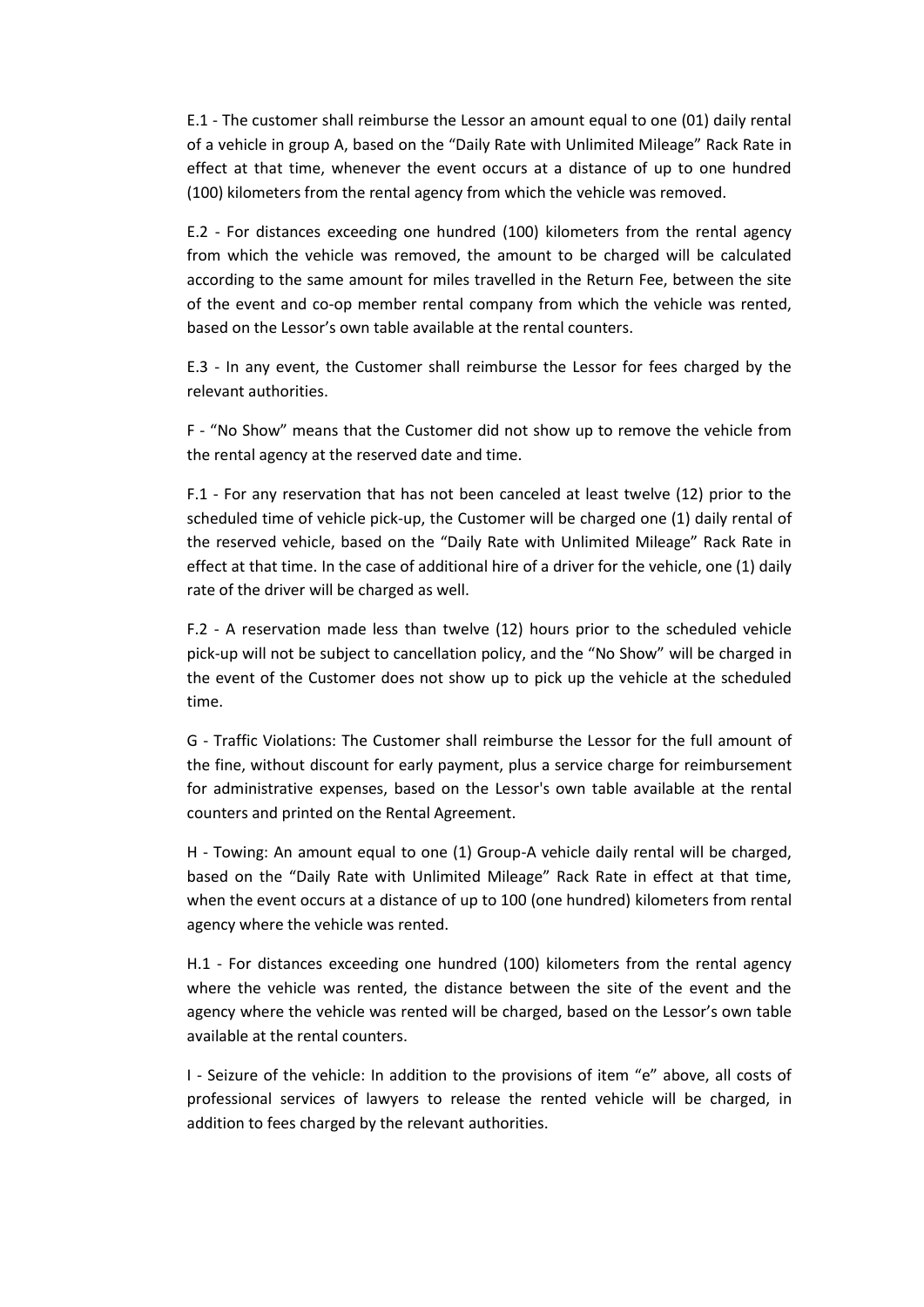E.1 - The customer shall reimburse the Lessor an amount equal to one (01) daily rental of a vehicle in group A, based on the "Daily Rate with Unlimited Mileage" Rack Rate in effect at that time, whenever the event occurs at a distance of up to one hundred (100) kilometers from the rental agency from which the vehicle was removed.

E.2 - For distances exceeding one hundred (100) kilometers from the rental agency from which the vehicle was removed, the amount to be charged will be calculated according to the same amount for miles travelled in the Return Fee, between the site of the event and co-op member rental company from which the vehicle was rented, based on the Lessor's own table available at the rental counters.

E.3 - In any event, the Customer shall reimburse the Lessor for fees charged by the relevant authorities.

F - "No Show" means that the Customer did not show up to remove the vehicle from the rental agency at the reserved date and time.

F.1 - For any reservation that has not been canceled at least twelve (12) prior to the scheduled time of vehicle pick-up, the Customer will be charged one (1) daily rental of the reserved vehicle, based on the "Daily Rate with Unlimited Mileage" Rack Rate in effect at that time. In the case of additional hire of a driver for the vehicle, one (1) daily rate of the driver will be charged as well.

F.2 - A reservation made less than twelve (12) hours prior to the scheduled vehicle pick-up will not be subject to cancellation policy, and the "No Show" will be charged in the event of the Customer does not show up to pick up the vehicle at the scheduled time.

G - Traffic Violations: The Customer shall reimburse the Lessor for the full amount of the fine, without discount for early payment, plus a service charge for reimbursement for administrative expenses, based on the Lessor's own table available at the rental counters and printed on the Rental Agreement.

H - Towing: An amount equal to one (1) Group-A vehicle daily rental will be charged, based on the "Daily Rate with Unlimited Mileage" Rack Rate in effect at that time, when the event occurs at a distance of up to 100 (one hundred) kilometers from rental agency where the vehicle was rented.

H.1 - For distances exceeding one hundred (100) kilometers from the rental agency where the vehicle was rented, the distance between the site of the event and the agency where the vehicle was rented will be charged, based on the Lessor's own table available at the rental counters.

I - Seizure of the vehicle: In addition to the provisions of item "e" above, all costs of professional services of lawyers to release the rented vehicle will be charged, in addition to fees charged by the relevant authorities.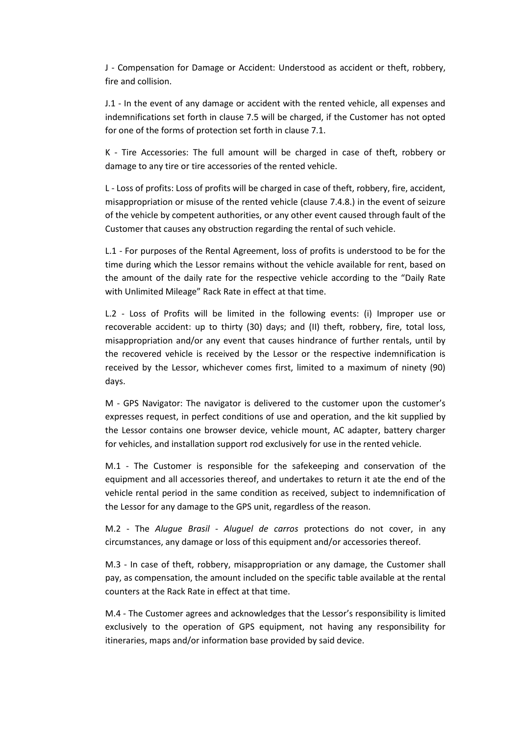J - Compensation for Damage or Accident: Understood as accident or theft, robbery, fire and collision.

J.1 - In the event of any damage or accident with the rented vehicle, all expenses and indemnifications set forth in clause 7.5 will be charged, if the Customer has not opted for one of the forms of protection set forth in clause 7.1.

K - Tire Accessories: The full amount will be charged in case of theft, robbery or damage to any tire or tire accessories of the rented vehicle.

L - Loss of profits: Loss of profits will be charged in case of theft, robbery, fire, accident, misappropriation or misuse of the rented vehicle (clause 7.4.8.) in the event of seizure of the vehicle by competent authorities, or any other event caused through fault of the Customer that causes any obstruction regarding the rental of such vehicle.

L.1 - For purposes of the Rental Agreement, loss of profits is understood to be for the time during which the Lessor remains without the vehicle available for rent, based on the amount of the daily rate for the respective vehicle according to the "Daily Rate with Unlimited Mileage" Rack Rate in effect at that time.

L.2 - Loss of Profits will be limited in the following events: (i) Improper use or recoverable accident: up to thirty (30) days; and (II) theft, robbery, fire, total loss, misappropriation and/or any event that causes hindrance of further rentals, until by the recovered vehicle is received by the Lessor or the respective indemnification is received by the Lessor, whichever comes first, limited to a maximum of ninety (90) days.

M - GPS Navigator: The navigator is delivered to the customer upon the customer's expresses request, in perfect conditions of use and operation, and the kit supplied by the Lessor contains one browser device, vehicle mount, AC adapter, battery charger for vehicles, and installation support rod exclusively for use in the rented vehicle.

M.1 - The Customer is responsible for the safekeeping and conservation of the equipment and all accessories thereof, and undertakes to return it ate the end of the vehicle rental period in the same condition as received, subject to indemnification of the Lessor for any damage to the GPS unit, regardless of the reason.

M.2 - The *Alugue Brasil - Aluguel de carros* protections do not cover, in any circumstances, any damage or loss of this equipment and/or accessories thereof.

M.3 - In case of theft, robbery, misappropriation or any damage, the Customer shall pay, as compensation, the amount included on the specific table available at the rental counters at the Rack Rate in effect at that time.

M.4 - The Customer agrees and acknowledges that the Lessor's responsibility is limited exclusively to the operation of GPS equipment, not having any responsibility for itineraries, maps and/or information base provided by said device.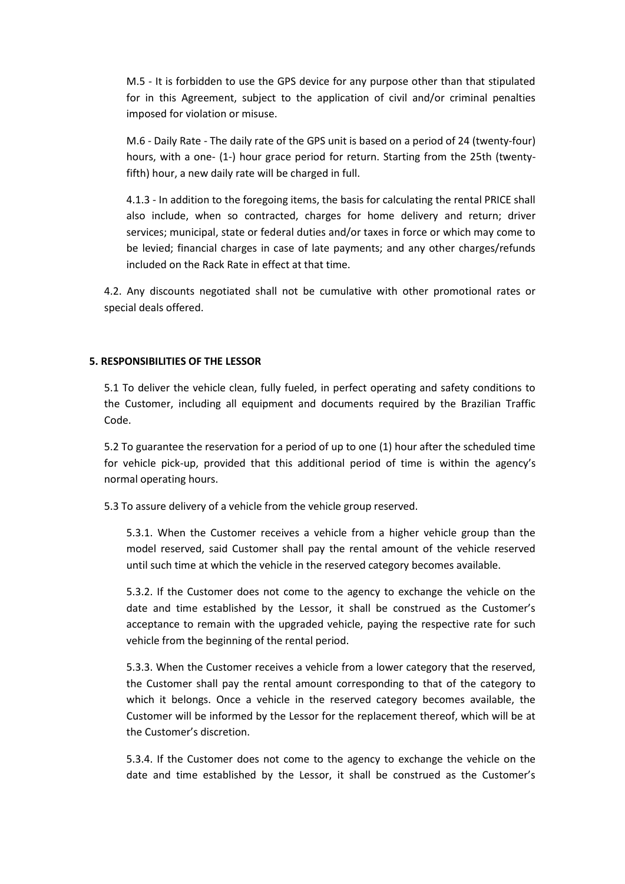M.5 - It is forbidden to use the GPS device for any purpose other than that stipulated for in this Agreement, subject to the application of civil and/or criminal penalties imposed for violation or misuse.

M.6 - Daily Rate - The daily rate of the GPS unit is based on a period of 24 (twenty-four) hours, with a one- (1-) hour grace period for return. Starting from the 25th (twenty-fifth) hour, a new daily rate will be charged in full.

4.1.3 - In addition to the foregoing items, the basis for calculating the rental PRICE shall also include, when so contracted, charges for home delivery and return; driver services; municipal, state or federal duties and/or taxes in force or which may come to be levied; financial charges in case of late payments; and any other charges/refunds included on the Rack Rate in effect at that time.

4.2. Any discounts negotiated shall not be cumulative with other promotional rates or special deals offered.

**5. RESPONSIBILITIES OF THE LESSOR**

5.1 To deliver the vehicle clean, fully fueled, in perfect operating and safety conditions to the Customer, including all equipment and documents required by the Brazilian Traffic Code.

5.2 To guarantee the reservation for a period of up to one (1) hour after the scheduled time for vehicle pick-up, provided that this additional period of time is within the agency's normal operating hours.

5.3 To assure delivery of a vehicle from the vehicle group reserved.

5.3.1. When the Customer receives a vehicle from a higher vehicle group than the model reserved, said Customer shall pay the rental amount of the vehicle reserved until such time at which the vehicle in the reserved category becomes available.

5.3.2. If the Customer does not come to the agency to exchange the vehicle on the date and time established by the Lessor, it shall be construed as the Customer's acceptance to remain with the upgraded vehicle, paying the respective rate for such vehicle from the beginning of the rental period.

5.3.3. When the Customer receives a vehicle from a lower category that the reserved, the Customer shall pay the rental amount corresponding to that of the category to which it belongs. Once a vehicle in the reserved category becomes available, the Customer will be informed by the Lessor for the replacement thereof, which will be at the Customer's discretion.

5.3.4. If the Customer does not come to the agency to exchange the vehicle on the date and time established by the Lessor, it shall be construed as the Customer's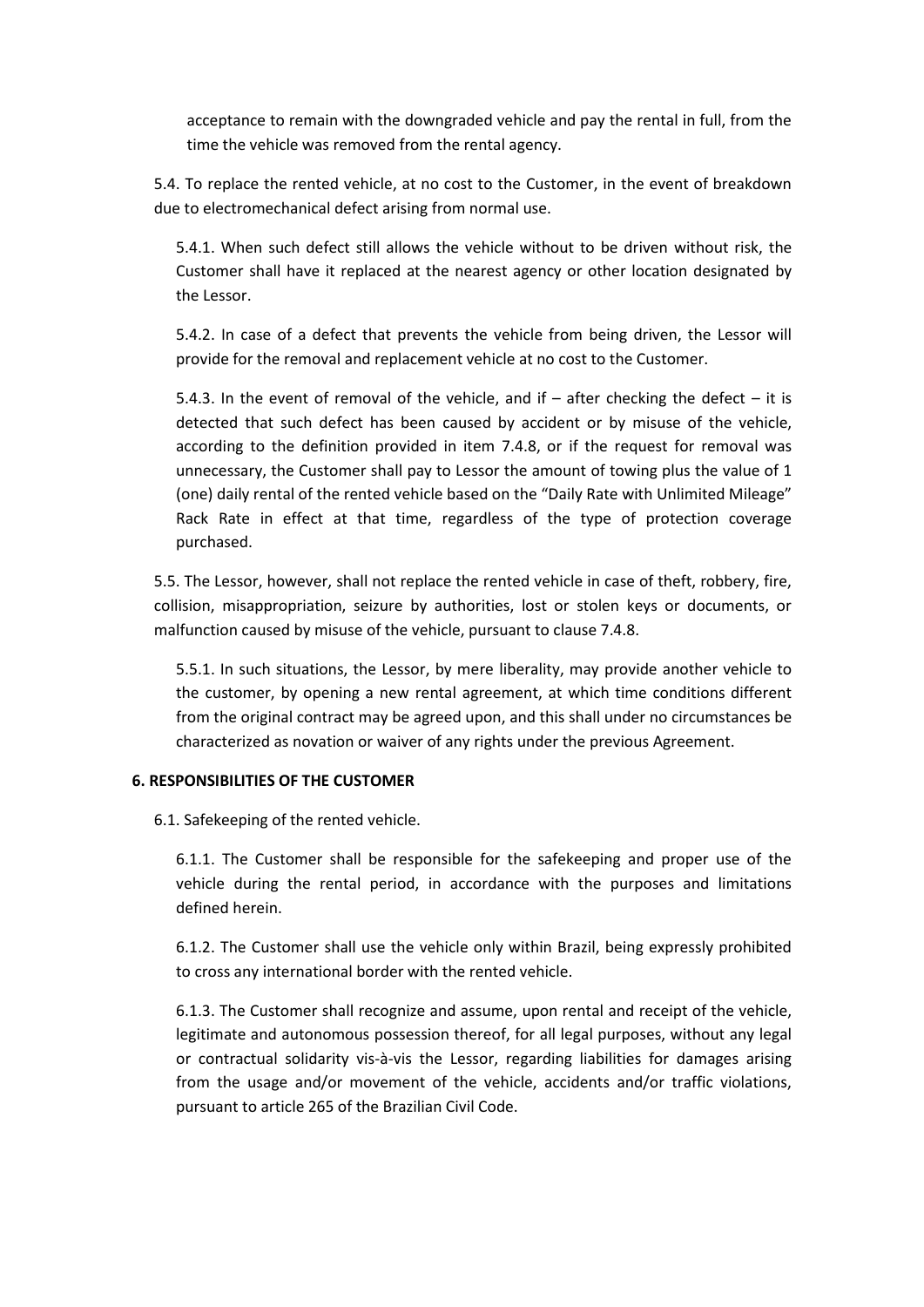acceptance to remain with the downgraded vehicle and pay the rental in full, from the time the vehicle was removed from the rental agency.

5.4. To replace the rented vehicle, at no cost to the Customer, in the event of breakdown due to electromechanical defect arising from normal use.

5.4.1. When such defect still allows the vehicle without to be driven without risk, the Customer shall have it replaced at the nearest agency or other location designated by the Lessor.

5.4.2. In case of a defect that prevents the vehicle from being driven, the Lessor will provide for the removal and replacement vehicle at no cost to the Customer.

5.4.3. In the event of removal of the vehicle, and if – after checking the defect – it is detected that such defect has been caused by accident or by misuse of the vehicle, according to the definition provided in item 7.4.8, or if the request for removal was unnecessary, the Customer shall pay to Lessor the amount of towing plus the value of 1 (one) daily rental of the rented vehicle based on the "Daily Rate with Unlimited Mileage" Rack Rate in effect at that time, regardless of the type of protection coverage purchased.

5.5. The Lessor, however, shall not replace the rented vehicle in case of theft, robbery, fire, collision, misappropriation, seizure by authorities, lost or stolen keys or documents, or malfunction caused by misuse of the vehicle, pursuant to clause 7.4.8.

5.5.1. In such situations, the Lessor, by mere liberality, may provide another vehicle to the customer, by opening a new rental agreement, at which time conditions different from the original contract may be agreed upon, and this shall under no circumstances be characterized as novation or waiver of any rights under the previous Agreement.

**6. RESPONSIBILITIES OF THE CUSTOMER**

6.1. Safekeeping of the rented vehicle.

6.1.1. The Customer shall be responsible for the safekeeping and proper use of the vehicle during the rental period, in accordance with the purposes and limitations defined herein.

6.1.2. The Customer shall use the vehicle only within Brazil, being expressly prohibited to cross any international border with the rented vehicle.

6.1.3. The Customer shall recognize and assume, upon rental and receipt of the vehicle, legitimate and autonomous possession thereof, for all legal purposes, without any legal or contractual solidarity vis-à-vis the Lessor, regarding liabilities for damages arising from the usage and/or movement of the vehicle, accidents and/or traffic violations, pursuant to article 265 of the Brazilian Civil Code.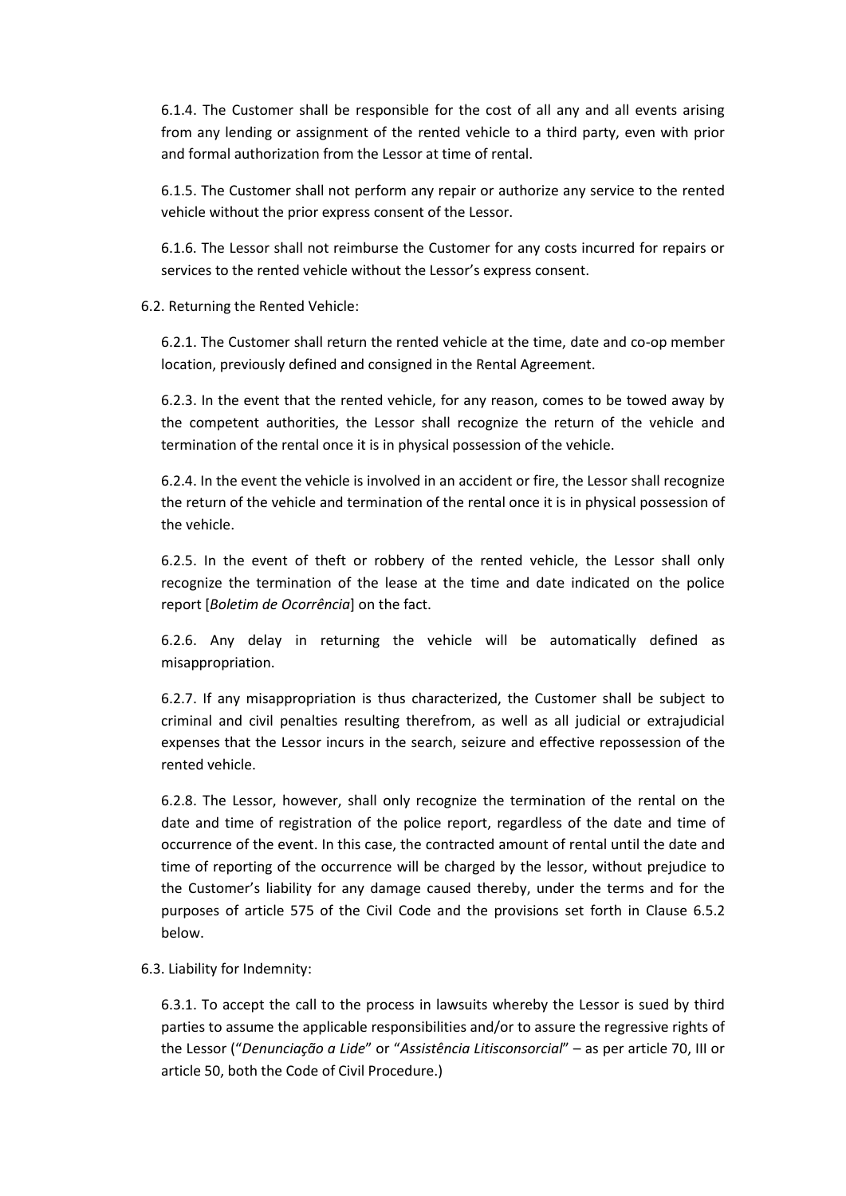6.1.4. The Customer shall be responsible for the cost of all any and all events arising from any lending or assignment of the rented vehicle to a third party, even with prior and formal authorization from the Lessor at time of rental.

6.1.5. The Customer shall not perform any repair or authorize any service to the rented vehicle without the prior express consent of the Lessor.

6.1.6. The Lessor shall not reimburse the Customer for any costs incurred for repairs or services to the rented vehicle without the Lessor's express consent.

6.2. Returning the Rented Vehicle:

6.2.1. The Customer shall return the rented vehicle at the time, date and co-op member location, previously defined and consigned in the Rental Agreement.

6.2.3. In the event that the rented vehicle, for any reason, comes to be towed away by the competent authorities, the Lessor shall recognize the return of the vehicle and termination of the rental once it is in physical possession of the vehicle.

6.2.4. In the event the vehicle is involved in an accident or fire, the Lessor shall recognize the return of the vehicle and termination of the rental once it is in physical possession of the vehicle.

6.2.5. In the event of theft or robbery of the rented vehicle, the Lessor shall only recognize the termination of the lease at the time and date indicated on the police report [*Boletim de Ocorrência*] on the fact.

6.2.6. Any delay in returning the vehicle will be automatically defined as misappropriation.

6.2.7. If any misappropriation is thus characterized, the Customer shall be subject to criminal and civil penalties resulting therefrom, as well as all judicial or extrajudicial expenses that the Lessor incurs in the search, seizure and effective repossession of the rented vehicle.

6.2.8. The Lessor, however, shall only recognize the termination of the rental on the date and time of registration of the police report, regardless of the date and time of occurrence of the event. In this case, the contracted amount of rental until the date and time of reporting of the occurrence will be charged by the lessor, without prejudice to the Customer's liability for any damage caused thereby, under the terms and for the purposes of article 575 of the Civil Code and the provisions set forth in Clause 6.5.2 below.

6.3. Liability for Indemnity:

6.3.1. To accept the call to the process in lawsuits whereby the Lessor is sued by third parties to assume the applicable responsibilities and/or to assure the regressive rights of the Lessor ("*Denunciação a Lide*" or "*Assistência Litisconsorcial*" – as per article 70, III or article 50, both the Code of Civil Procedure.)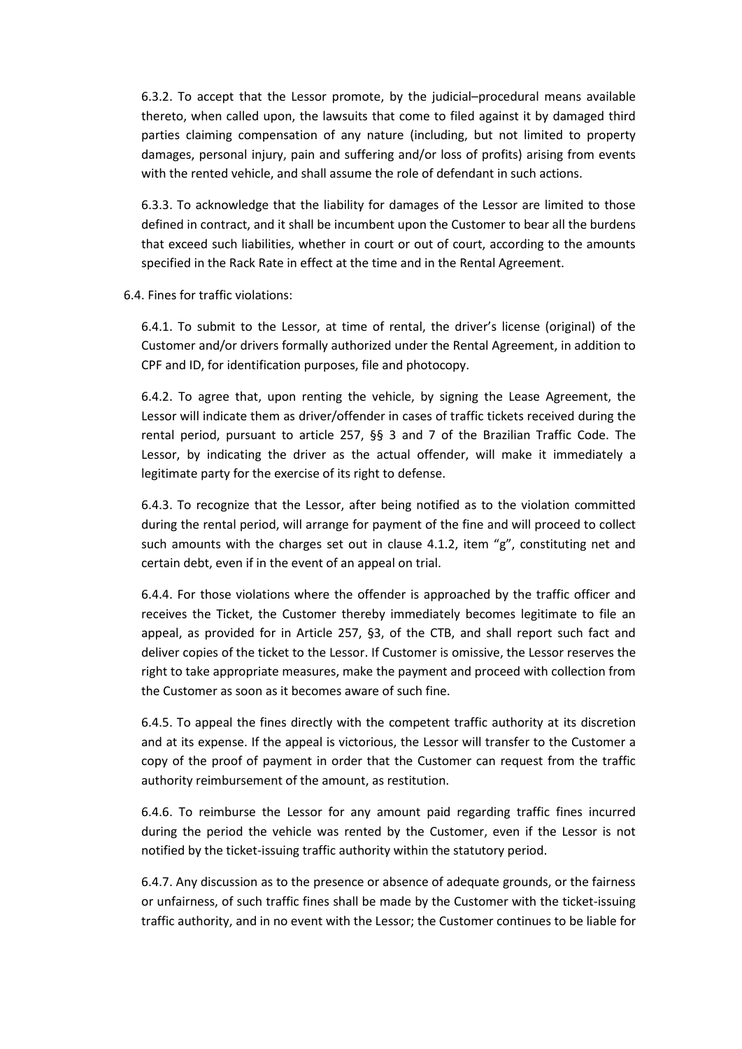6.3.2. To accept that the Lessor promote, by the judicial–procedural means available thereto, when called upon, the lawsuits that come to filed against it by damaged third parties claiming compensation of any nature (including, but not limited to property damages, personal injury, pain and suffering and/or loss of profits) arising from events with the rented vehicle, and shall assume the role of defendant in such actions.

6.3.3. To acknowledge that the liability for damages of the Lessor are limited to those defined in contract, and it shall be incumbent upon the Customer to bear all the burdens that exceed such liabilities, whether in court or out of court, according to the amounts specified in the Rack Rate in effect at the time and in the Rental Agreement.

6.4. Fines for traffic violations:

6.4.1. To submit to the Lessor, at time of rental, the driver's license (original) of the Customer and/or drivers formally authorized under the Rental Agreement, in addition to CPF and ID, for identification purposes, file and photocopy.

6.4.2. To agree that, upon renting the vehicle, by signing the Lease Agreement, the Lessor will indicate them as driver/offender in cases of traffic tickets received during the rental period, pursuant to article 257, §§ 3 and 7 of the Brazilian Traffic Code. The Lessor, by indicating the driver as the actual offender, will make it immediately a legitimate party for the exercise of its right to defense.

6.4.3. To recognize that the Lessor, after being notified as to the violation committed during the rental period, will arrange for payment of the fine and will proceed to collect such amounts with the charges set out in clause 4.1.2, item "g", constituting net and certain debt, even if in the event of an appeal on trial.

6.4.4. For those violations where the offender is approached by the traffic officer and receives the Ticket, the Customer thereby immediately becomes legitimate to file an appeal, as provided for in Article 257, §3, of the CTB, and shall report such fact and deliver copies of the ticket to the Lessor. If Customer is omissive, the Lessor reserves the right to take appropriate measures, make the payment and proceed with collection from the Customer as soon as it becomes aware of such fine.

6.4.5. To appeal the fines directly with the competent traffic authority at its discretion and at its expense. If the appeal is victorious, the Lessor will transfer to the Customer a copy of the proof of payment in order that the Customer can request from the traffic authority reimbursement of the amount, as restitution.

6.4.6. To reimburse the Lessor for any amount paid regarding traffic fines incurred during the period the vehicle was rented by the Customer, even if the Lessor is not notified by the ticket-issuing traffic authority within the statutory period.

6.4.7. Any discussion as to the presence or absence of adequate grounds, or the fairness or unfairness, of such traffic fines shall be made by the Customer with the ticket-issuing traffic authority, and in no event with the Lessor; the Customer continues to be liable for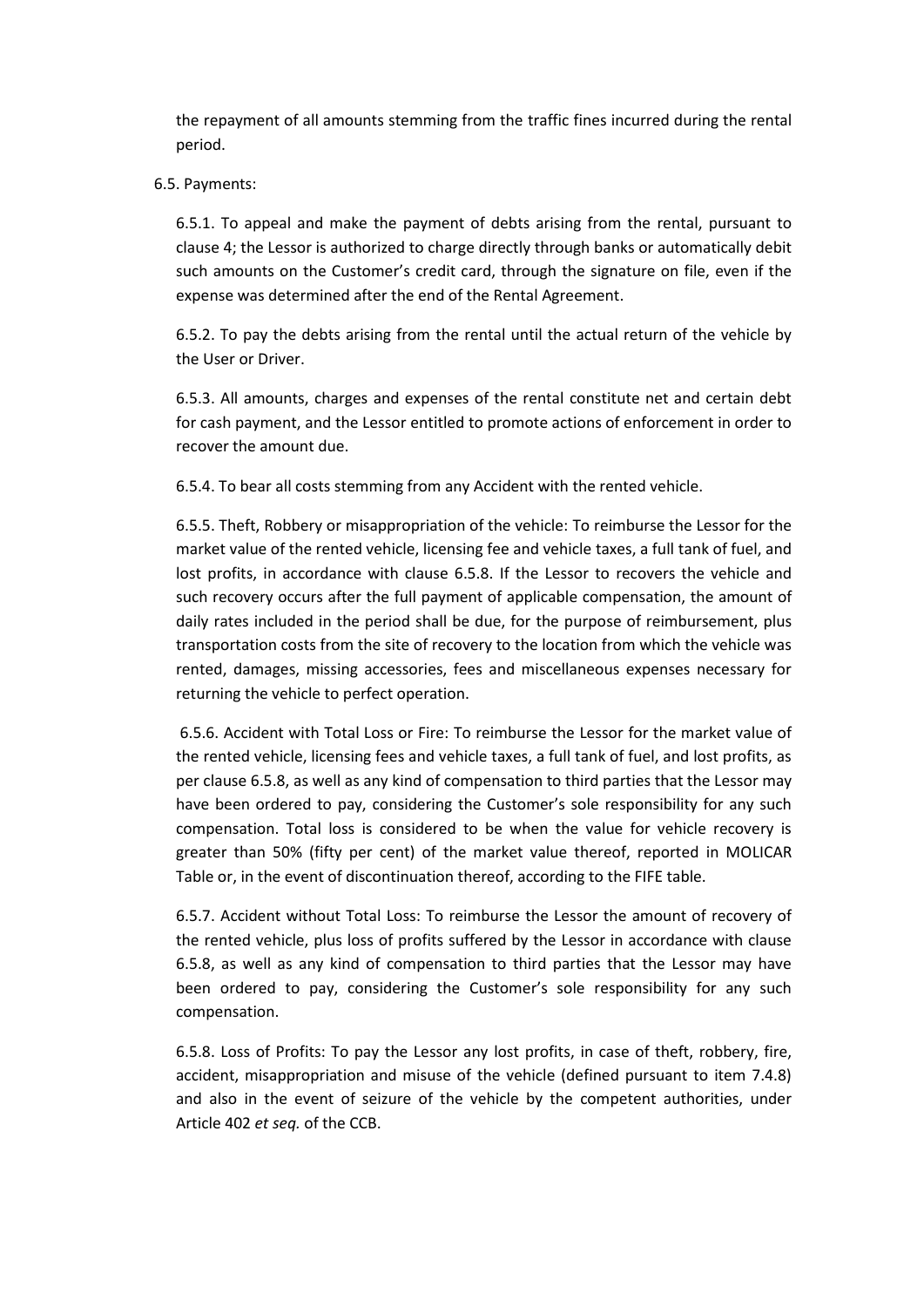the repayment of all amounts stemming from the traffic fines incurred during the rental period.

6.5. Payments:

6.5.1. To appeal and make the payment of debts arising from the rental, pursuant to clause 4; the Lessor is authorized to charge directly through banks or automatically debit such amounts on the Customer's credit card, through the signature on file, even if the expense was determined after the end of the Rental Agreement.

6.5.2. To pay the debts arising from the rental until the actual return of the vehicle by the User or Driver.

6.5.3. All amounts, charges and expenses of the rental constitute net and certain debt for cash payment, and the Lessor entitled to promote actions of enforcement in order to recover the amount due.

6.5.4. To bear all costs stemming from any Accident with the rented vehicle.

6.5.5. Theft, Robbery or misappropriation of the vehicle: To reimburse the Lessor for the market value of the rented vehicle, licensing fee and vehicle taxes, a full tank of fuel, and lost profits, in accordance with clause 6.5.8. If the Lessor to recovers the vehicle and such recovery occurs after the full payment of applicable compensation, the amount of daily rates included in the period shall be due, for the purpose of reimbursement, plus transportation costs from the site of recovery to the location from which the vehicle was rented, damages, missing accessories, fees and miscellaneous expenses necessary for returning the vehicle to perfect operation.

6.5.6. Accident with Total Loss or Fire: To reimburse the Lessor for the market value of the rented vehicle, licensing fees and vehicle taxes, a full tank of fuel, and lost profits, as per clause 6.5.8, as well as any kind of compensation to third parties that the Lessor may have been ordered to pay, considering the Customer's sole responsibility for any such compensation. Total loss is considered to be when the value for vehicle recovery is greater than 50% (fifty per cent) of the market value thereof, reported in MOLICAR Table or, in the event of discontinuation thereof, according to the FIFE table.

6.5.7. Accident without Total Loss: To reimburse the Lessor the amount of recovery of the rented vehicle, plus loss of profits suffered by the Lessor in accordance with clause 6.5.8, as well as any kind of compensation to third parties that the Lessor may have been ordered to pay, considering the Customer's sole responsibility for any such compensation.

6.5.8. Loss of Profits: To pay the Lessor any lost profits, in case of theft, robbery, fire, accident, misappropriation and misuse of the vehicle (defined pursuant to item 7.4.8) and also in the event of seizure of the vehicle by the competent authorities, under Article 402 *et seq.* of the CCB.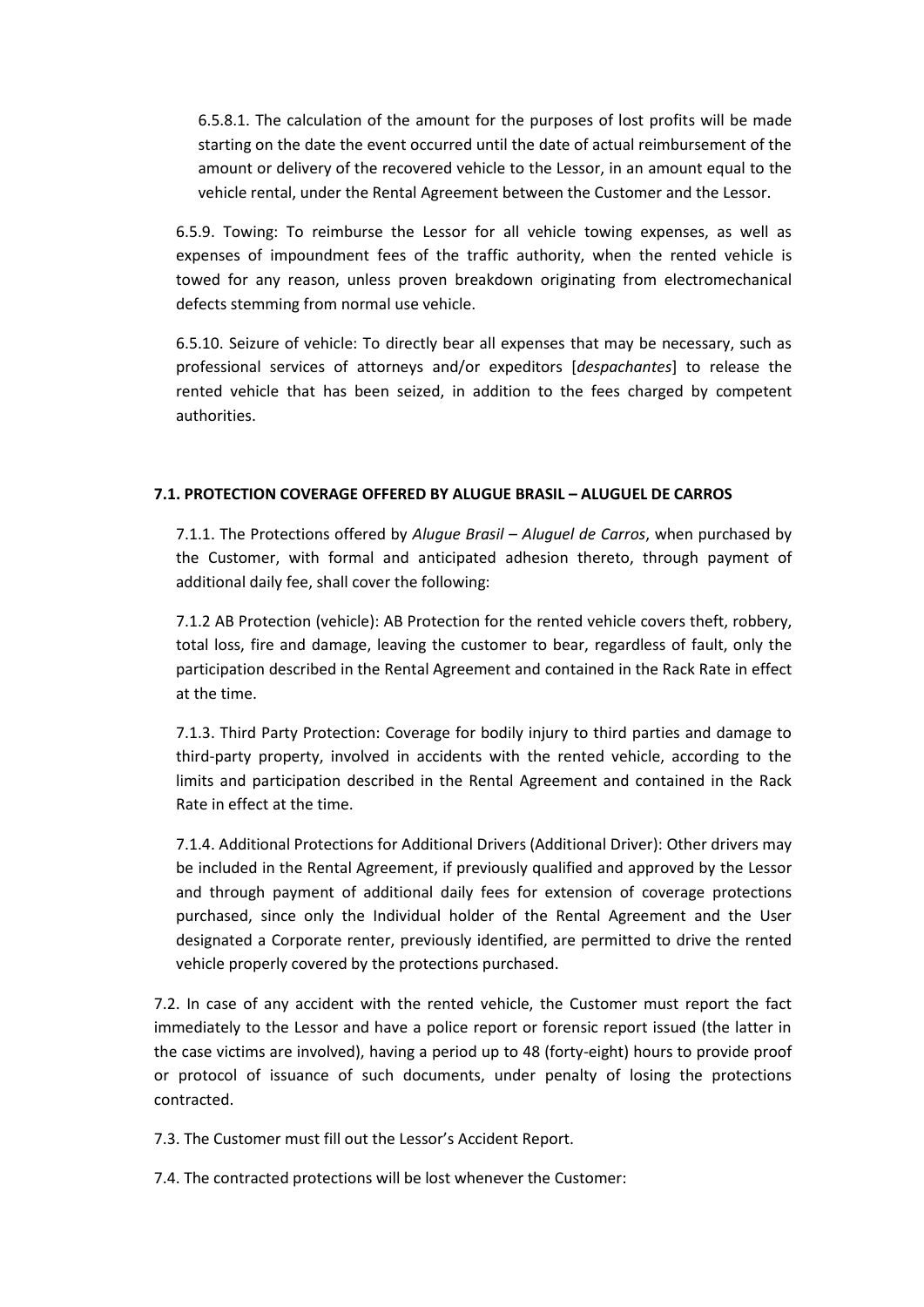6.5.8.1. The calculation of the amount for the purposes of lost profits will be made starting on the date the event occurred until the date of actual reimbursement of the amount or delivery of the recovered vehicle to the Lessor, in an amount equal to the vehicle rental, under the Rental Agreement between the Customer and the Lessor.

6.5.9. Towing: To reimburse the Lessor for all vehicle towing expenses, as well as expenses of impoundment fees of the traffic authority, when the rented vehicle is towed for any reason, unless proven breakdown originating from electromechanical defects stemming from normal use vehicle.

6.5.10. Seizure of vehicle: To directly bear all expenses that may be necessary, such as professional services of attorneys and/or expeditors [*despachantes*] to release the rented vehicle that has been seized, in addition to the fees charged by competent authorities.

**7.1. PROTECTION COVERAGE OFFERED BY ALUGUE BRASIL – ALUGUEL DE CARROS**

7.1.1. The Protections offered by *Alugue Brasil – Aluguel de Carros*, when purchased by the Customer, with formal and anticipated adhesion thereto, through payment of additional daily fee, shall cover the following:

7.1.2 AB Protection (vehicle): AB Protection for the rented vehicle covers theft, robbery, total loss, fire and damage, leaving the customer to bear, regardless of fault, only the participation described in the Rental Agreement and contained in the Rack Rate in effect at the time.

7.1.3. Third Party Protection: Coverage for bodily injury to third parties and damage to third-party property, involved in accidents with the rented vehicle, according to the limits and participation described in the Rental Agreement and contained in the Rack Rate in effect at the time.

7.1.4. Additional Protections for Additional Drivers (Additional Driver): Other drivers may be included in the Rental Agreement, if previously qualified and approved by the Lessor and through payment of additional daily fees for extension of coverage protections purchased, since only the Individual holder of the Rental Agreement and the User designated a Corporate renter, previously identified, are permitted to drive the rented vehicle properly covered by the protections purchased.

7.2. In case of any accident with the rented vehicle, the Customer must report the fact immediately to the Lessor and have a police report or forensic report issued (the latter in the case victims are involved), having a period up to 48 (forty-eight) hours to provide proof or protocol of issuance of such documents, under penalty of losing the protections contracted.

7.3. The Customer must fill out the Lessor's Accident Report.

7.4. The contracted protections will be lost whenever the Customer: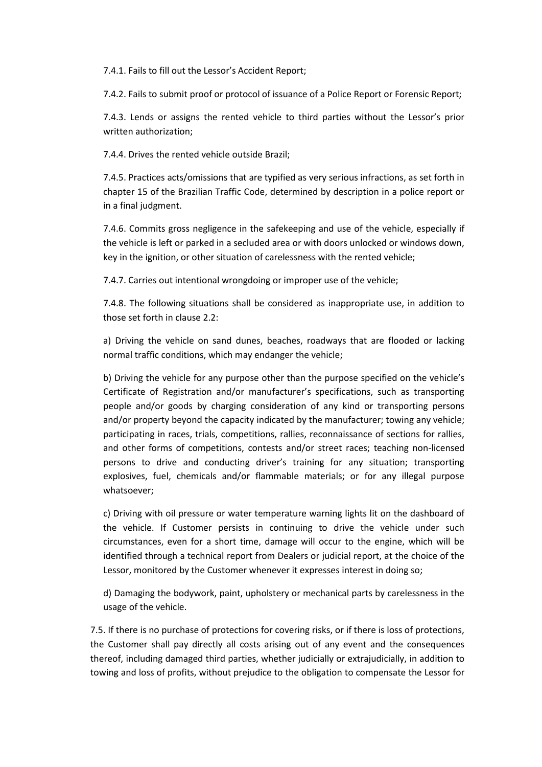7.4.1. Fails to fill out the Lessor's Accident Report;

7.4.2. Fails to submit proof or protocol of issuance of a Police Report or Forensic Report;

7.4.3. Lends or assigns the rented vehicle to third parties without the Lessor's prior written authorization;

7.4.4. Drives the rented vehicle outside Brazil;

7.4.5. Practices acts/omissions that are typified as very serious infractions, as set forth in chapter 15 of the Brazilian Traffic Code, determined by description in a police report or in a final judgment.

7.4.6. Commits gross negligence in the safekeeping and use of the vehicle, especially if the vehicle is left or parked in a secluded area or with doors unlocked or windows down, key in the ignition, or other situation of carelessness with the rented vehicle;

7.4.7. Carries out intentional wrongdoing or improper use of the vehicle;

7.4.8. The following situations shall be considered as inappropriate use, in addition to those set forth in clause 2.2:

a) Driving the vehicle on sand dunes, beaches, roadways that are flooded or lacking normal traffic conditions, which may endanger the vehicle;

b) Driving the vehicle for any purpose other than the purpose specified on the vehicle's Certificate of Registration and/or manufacturer's specifications, such as transporting people and/or goods by charging consideration of any kind or transporting persons and/or property beyond the capacity indicated by the manufacturer; towing any vehicle; participating in races, trials, competitions, rallies, reconnaissance of sections for rallies, and other forms of competitions, contests and/or street races; teaching non-licensed persons to drive and conducting driver's training for any situation; transporting explosives, fuel, chemicals and/or flammable materials; or for any illegal purpose whatsoever;

c) Driving with oil pressure or water temperature warning lights lit on the dashboard of the vehicle. If Customer persists in continuing to drive the vehicle under such circumstances, even for a short time, damage will occur to the engine, which will be identified through a technical report from Dealers or judicial report, at the choice of the Lessor, monitored by the Customer whenever it expresses interest in doing so;

d) Damaging the bodywork, paint, upholstery or mechanical parts by carelessness in the usage of the vehicle.

7.5. If there is no purchase of protections for covering risks, or if there is loss of protections, the Customer shall pay directly all costs arising out of any event and the consequences thereof, including damaged third parties, whether judicially or extrajudicially, in addition to towing and loss of profits, without prejudice to the obligation to compensate the Lessor for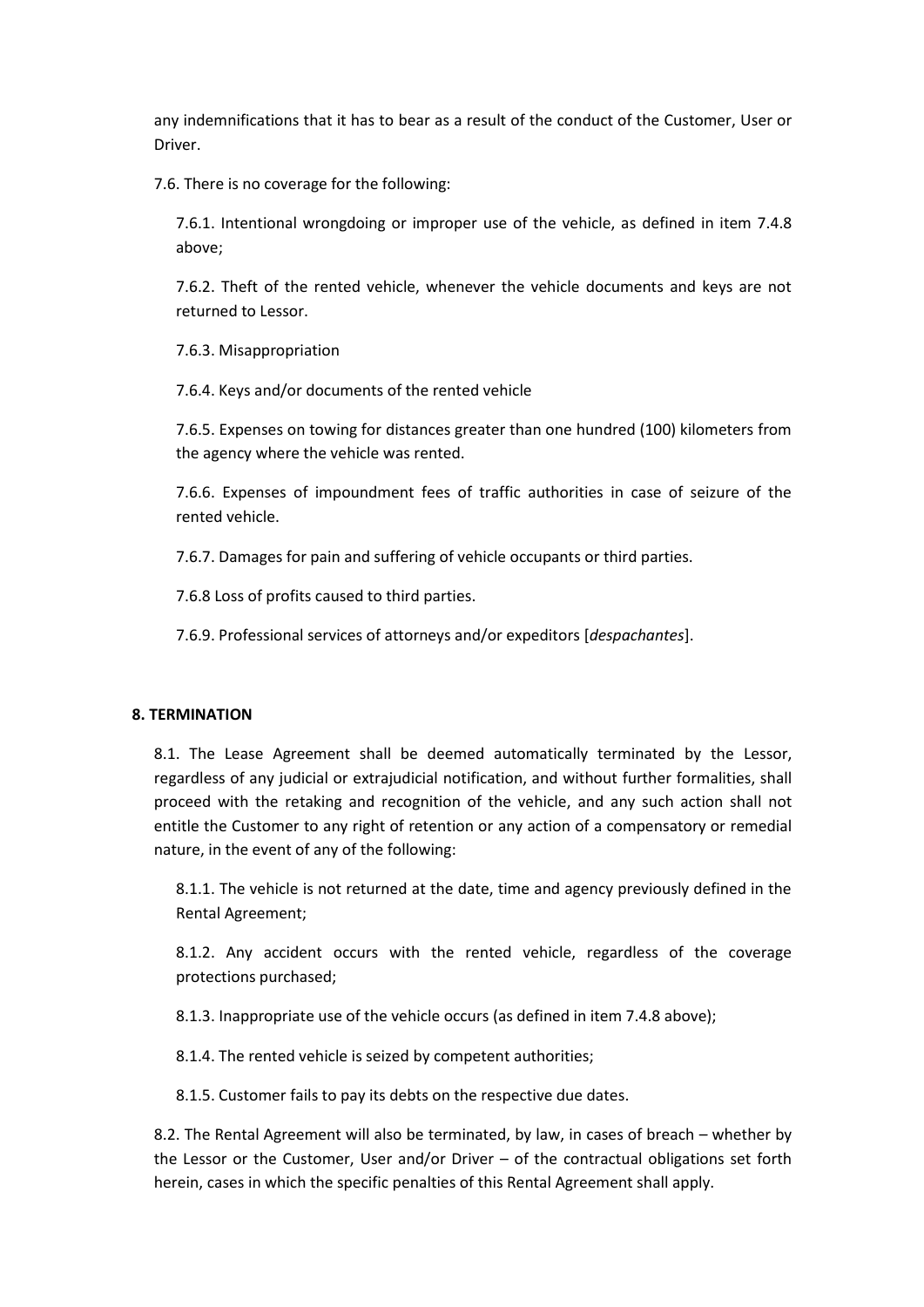any indemnifications that it has to bear as a result of the conduct of the Customer, User or Driver.

7.6. There is no coverage for the following:

7.6.1. Intentional wrongdoing or improper use of the vehicle, as defined in item 7.4.8 above;

7.6.2. Theft of the rented vehicle, whenever the vehicle documents and keys are not returned to Lessor.

7.6.3. Misappropriation

7.6.4. Keys and/or documents of the rented vehicle

7.6.5. Expenses on towing for distances greater than one hundred (100) kilometers from the agency where the vehicle was rented.

7.6.6. Expenses of impoundment fees of traffic authorities in case of seizure of the rented vehicle.

7.6.7. Damages for pain and suffering of vehicle occupants or third parties.

7.6.8 Loss of profits caused to third parties.

7.6.9. Professional services of attorneys and/or expeditors [*despachantes*].

## 8. TERMINATION

8.1. The Lease Agreement shall be deemed automatically terminated by the Lessor, regardless of any judicial or extrajudicial notification, and without further formalities, shall proceed with the retaking and recognition of the vehicle, and any such action shall not entitle the Customer to any right of retention or any action of a compensatory or remedial nature, in the event of any of the following:

8.1.1. The vehicle is not returned at the date, time and agency previously defined in the Rental Agreement;

8.1.2. Any accident occurs with the rented vehicle, regardless of the coverage protections purchased;

8.1.3. Inappropriate use of the vehicle occurs (as defined in item 7.4.8 above);

8.1.4. The rented vehicle is seized by competent authorities;

8.1.5. Customer fails to pay its debts on the respective due dates.

8.2. The Rental Agreement will also be terminated, by law, in cases of breach – whether by the Lessor or the Customer, User and/or Driver – of the contractual obligations set forth herein, cases in which the specific penalties of this Rental Agreement shall apply.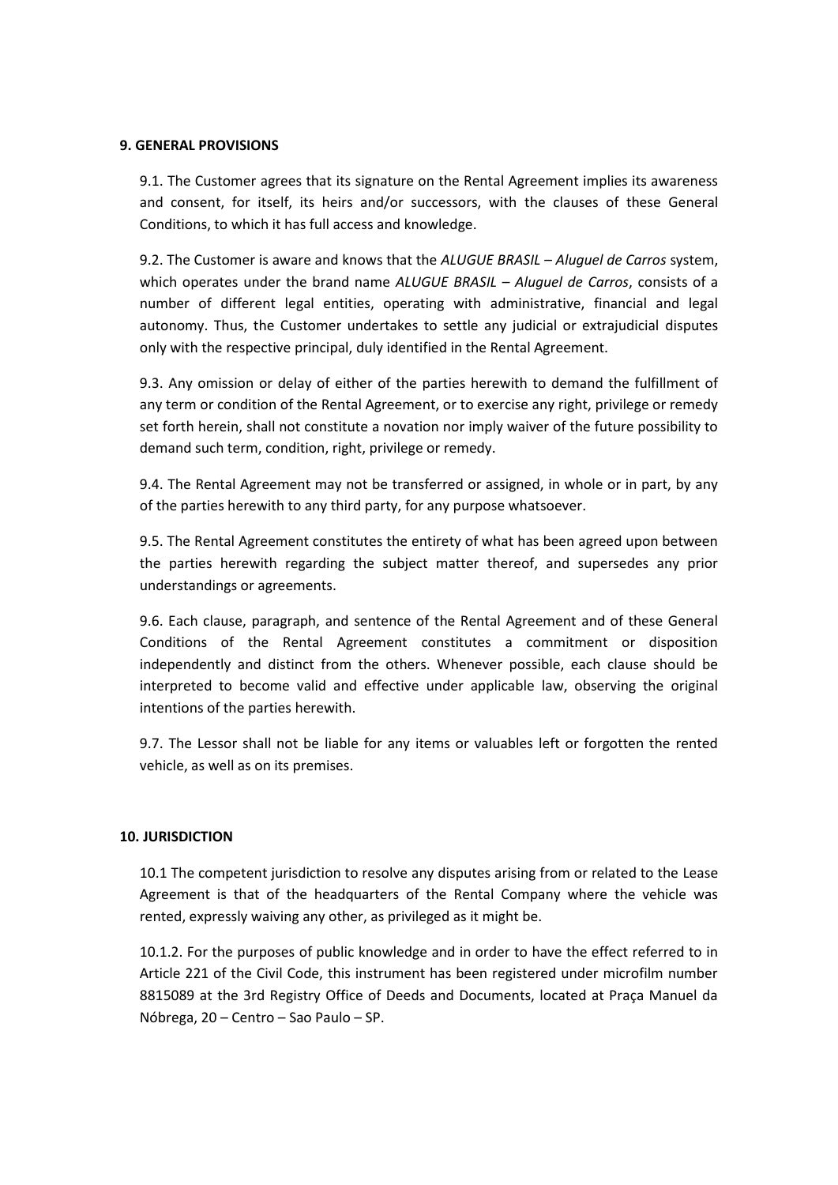**9. GENERAL PROVISIONS**

9.1. The Customer agrees that its signature on the Rental Agreement implies its awareness and consent, for itself, its heirs and/or successors, with the clauses of these General Conditions, to which it has full access and knowledge.

9.2. The Customer is aware and knows that the *ALUGUE BRASIL – Aluguel de Carros* system, which operates under the brand name *ALUGUE BRASIL – Aluguel de Carros*, consists of a number of different legal entities, operating with administrative, financial and legal autonomy. Thus, the Customer undertakes to settle any judicial or extrajudicial disputes only with the respective principal, duly identified in the Rental Agreement.

9.3. Any omission or delay of either of the parties herewith to demand the fulfillment of any term or condition of the Rental Agreement, or to exercise any right, privilege or remedy set forth herein, shall not constitute a novation nor imply waiver of the future possibility to demand such term, condition, right, privilege or remedy.

9.4. The Rental Agreement may not be transferred or assigned, in whole or in part, by any of the parties herewith to any third party, for any purpose whatsoever.

9.5. The Rental Agreement constitutes the entirety of what has been agreed upon between the parties herewith regarding the subject matter thereof, and supersedes any prior understandings or agreements.

9.6. Each clause, paragraph, and sentence of the Rental Agreement and of these General Conditions of the Rental Agreement constitutes a commitment or disposition independently and distinct from the others. Whenever possible, each clause should be interpreted to become valid and effective under applicable law, observing the original intentions of the parties herewith.

9.7. The Lessor shall not be liable for any items or valuables left or forgotten the rented vehicle, as well as on its premises.

**10. JURISDICTION**

10.1 The competent jurisdiction to resolve any disputes arising from or related to the Lease Agreement is that of the headquarters of the Rental Company where the vehicle was rented, expressly waiving any other, as privileged as it might be.

10.1.2. For the purposes of public knowledge and in order to have the effect referred to in Article 221 of the Civil Code, this instrument has been registered under microfilm number 8815089 at the 3rd Registry Office of Deeds and Documents, located at Praça Manuel da Nóbrega, 20 – Centro – Sao Paulo – SP.